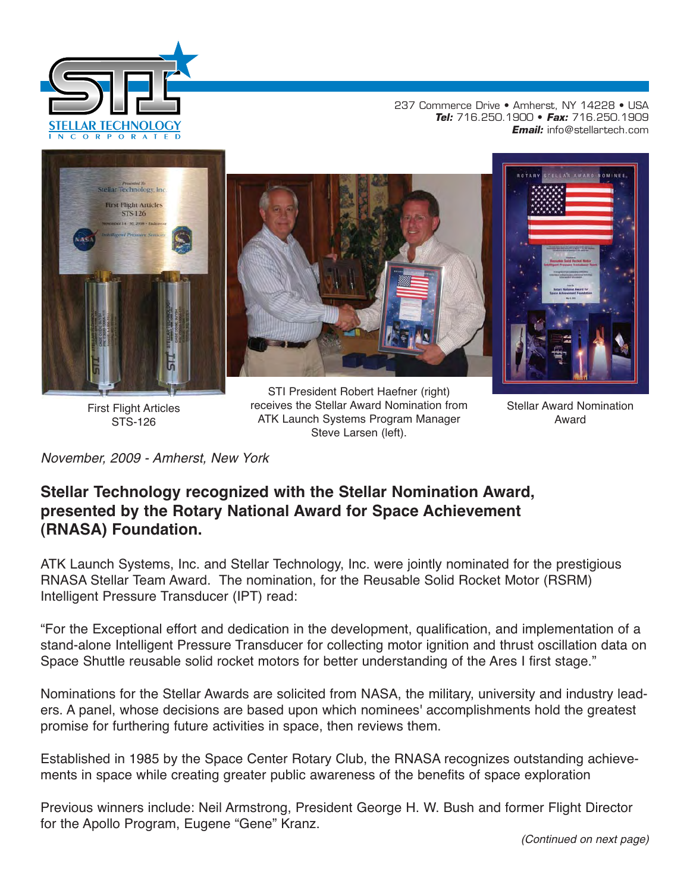STELLAR TECHNOLOGY INCORPORATED

237 Commerce Drive • Amherst, NY 14228 • USA
**Tel:** 716.250.1900 • **Fax:** 716.250.1909
**Email:** info@stellartech.com

First Flight Articles STS-126

STI President Robert Haefner (right) receives the Stellar Award Nomination from ATK Launch Systems Program Manager Steve Larsen (left).

Stellar Award Nomination Award

*November, 2009 - Amherst, New York*

## Stellar Technology recognized with the Stellar Nomination Award, presented by the Rotary National Award for Space Achievement (RNASA) Foundation.

ATK Launch Systems, Inc. and Stellar Technology, Inc. were jointly nominated for the prestigious RNASA Stellar Team Award. The nomination, for the Reusable Solid Rocket Motor (RSRM) Intelligent Pressure Transducer (IPT) read:

"For the Exceptional effort and dedication in the development, qualification, and implementation of a stand-alone Intelligent Pressure Transducer for collecting motor ignition and thrust oscillation data on Space Shuttle reusable solid rocket motors for better understanding of the Ares I first stage."

Nominations for the Stellar Awards are solicited from NASA, the military, university and industry leaders. A panel, whose decisions are based upon which nominees' accomplishments hold the greatest promise for furthering future activities in space, then reviews them.

Established in 1985 by the Space Center Rotary Club, the RNASA recognizes outstanding achievements in space while creating greater public awareness of the benefits of space exploration

Previous winners include: Neil Armstrong, President George H. W. Bush and former Flight Director for the Apollo Program, Eugene "Gene" Kranz.

*(Continued on next page)*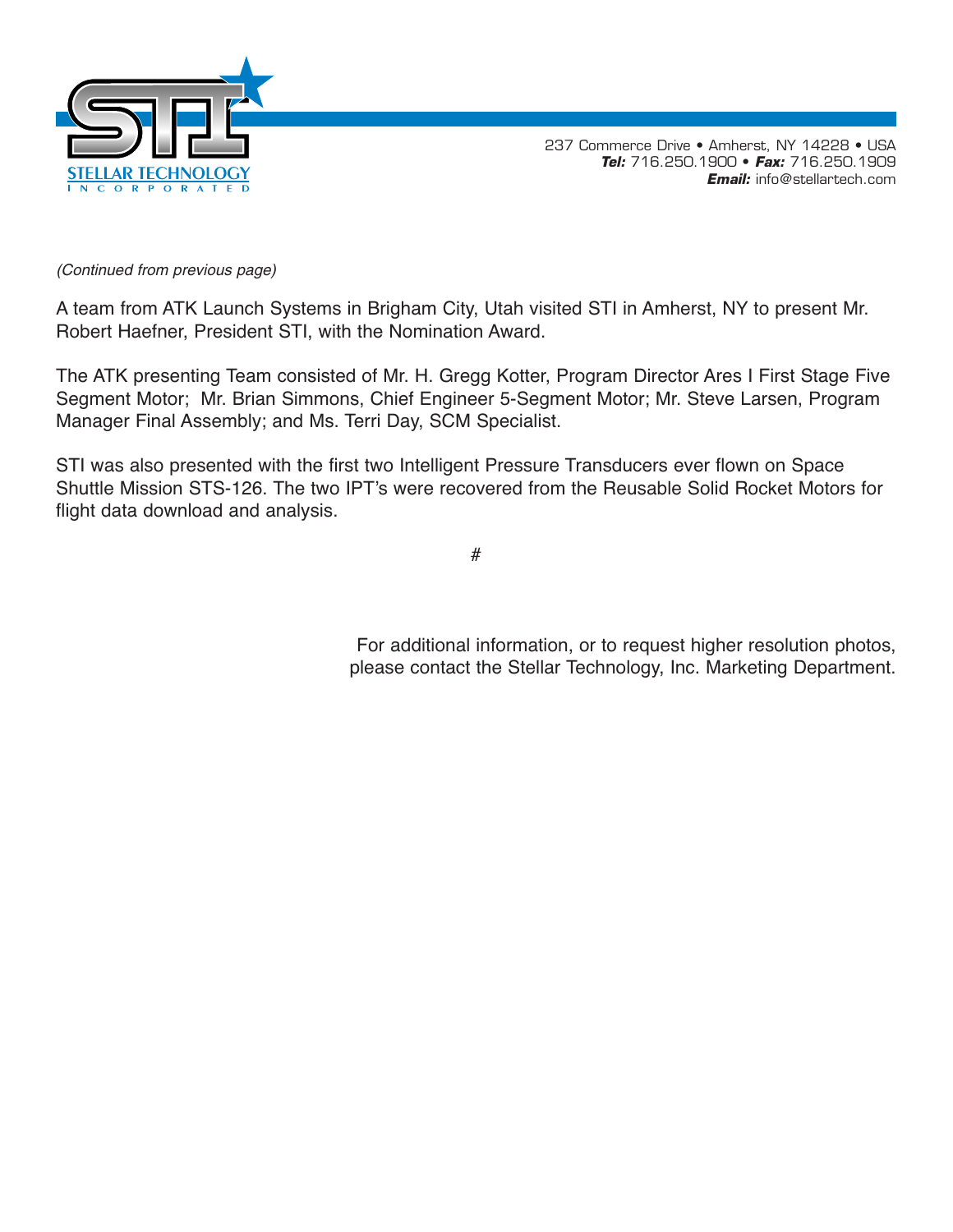STELLAR TECHNOLOGY INCORPORATED

237 Commerce Drive • Amherst, NY 14228 • USA
***Tel:*** 716.250.1900 • ***Fax:*** 716.250.1909
***Email:*** info@stellartech.com

*(Continued from previous page)*

A team from ATK Launch Systems in Brigham City, Utah visited STI in Amherst, NY to present Mr. Robert Haefner, President STI, with the Nomination Award.

The ATK presenting Team consisted of Mr. H. Gregg Kotter, Program Director Ares I First Stage Five Segment Motor; Mr. Brian Simmons, Chief Engineer 5-Segment Motor; Mr. Steve Larsen, Program Manager Final Assembly; and Ms. Terri Day, SCM Specialist.

STI was also presented with the first two Intelligent Pressure Transducers ever flown on Space Shuttle Mission STS-126. The two IPT's were recovered from the Reusable Solid Rocket Motors for flight data download and analysis.

#

For additional information, or to request higher resolution photos, please contact the Stellar Technology, Inc. Marketing Department.